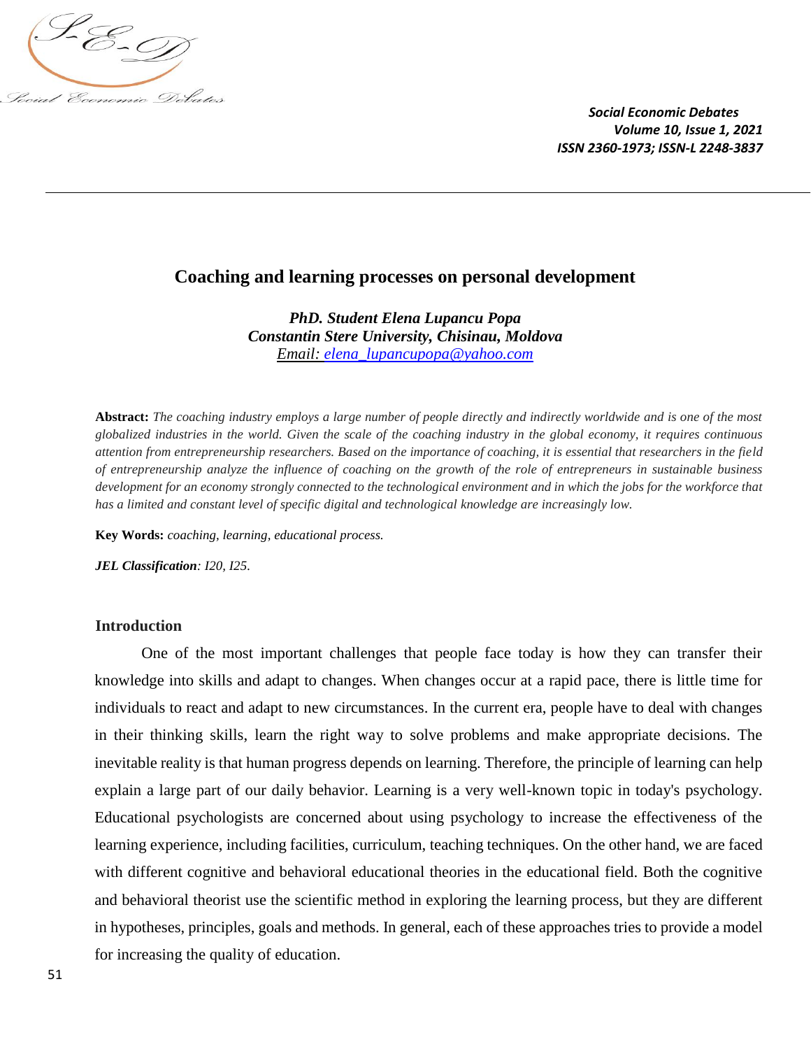# Coaching and learning processes on personal development

***PhD. Student Elena Lupancu Popa***
***Constantin Stere University, Chisinau, Moldova***
*Email: elena_lupancupopa@yahoo.com*

**Abstract:** *The coaching industry employs a large number of people directly and indirectly worldwide and is one of the most globalized industries in the world. Given the scale of the coaching industry in the global economy, it requires continuous attention from entrepreneurship researchers. Based on the importance of coaching, it is essential that researchers in the field of entrepreneurship analyze the influence of coaching on the growth of the role of entrepreneurs in sustainable business development for an economy strongly connected to the technological environment and in which the jobs for the workforce that has a limited and constant level of specific digital and technological knowledge are increasingly low.*

**Key Words:** *coaching, learning, educational process.*

***JEL Classification****: I20, I25.*

## Introduction

One of the most important challenges that people face today is how they can transfer their knowledge into skills and adapt to changes. When changes occur at a rapid pace, there is little time for individuals to react and adapt to new circumstances. In the current era, people have to deal with changes in their thinking skills, learn the right way to solve problems and make appropriate decisions. The inevitable reality is that human progress depends on learning. Therefore, the principle of learning can help explain a large part of our daily behavior. Learning is a very well-known topic in today's psychology. Educational psychologists are concerned about using psychology to increase the effectiveness of the learning experience, including facilities, curriculum, teaching techniques. On the other hand, we are faced with different cognitive and behavioral educational theories in the educational field. Both the cognitive and behavioral theorist use the scientific method in exploring the learning process, but they are different in hypotheses, principles, goals and methods. In general, each of these approaches tries to provide a model for increasing the quality of education.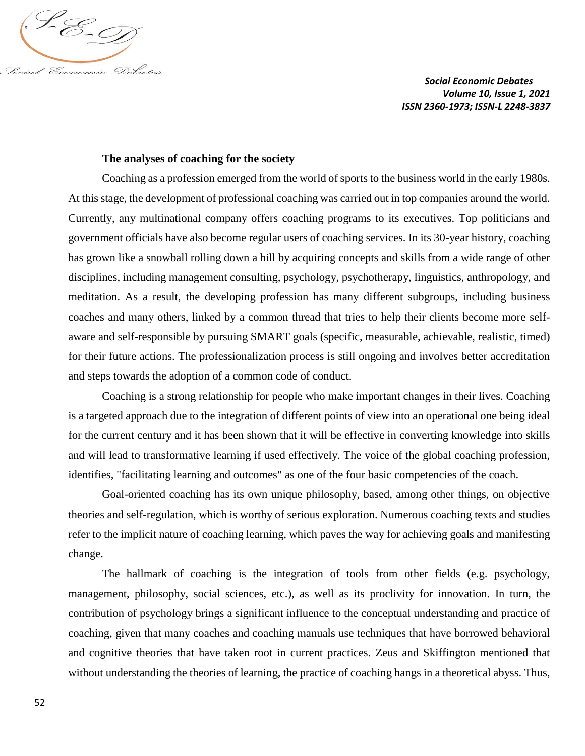**The analyses of coaching for the society**

Coaching as a profession emerged from the world of sports to the business world in the early 1980s. At this stage, the development of professional coaching was carried out in top companies around the world. Currently, any multinational company offers coaching programs to its executives. Top politicians and government officials have also become regular users of coaching services. In its 30-year history, coaching has grown like a snowball rolling down a hill by acquiring concepts and skills from a wide range of other disciplines, including management consulting, psychology, psychotherapy, linguistics, anthropology, and meditation. As a result, the developing profession has many different subgroups, including business coaches and many others, linked by a common thread that tries to help their clients become more self-aware and self-responsible by pursuing SMART goals (specific, measurable, achievable, realistic, timed) for their future actions. The professionalization process is still ongoing and involves better accreditation and steps towards the adoption of a common code of conduct.

Coaching is a strong relationship for people who make important changes in their lives. Coaching is a targeted approach due to the integration of different points of view into an operational one being ideal for the current century and it has been shown that it will be effective in converting knowledge into skills and will lead to transformative learning if used effectively. The voice of the global coaching profession, identifies, "facilitating learning and outcomes" as one of the four basic competencies of the coach.

Goal-oriented coaching has its own unique philosophy, based, among other things, on objective theories and self-regulation, which is worthy of serious exploration. Numerous coaching texts and studies refer to the implicit nature of coaching learning, which paves the way for achieving goals and manifesting change.

The hallmark of coaching is the integration of tools from other fields (e.g. psychology, management, philosophy, social sciences, etc.), as well as its proclivity for innovation. In turn, the contribution of psychology brings a significant influence to the conceptual understanding and practice of coaching, given that many coaches and coaching manuals use techniques that have borrowed behavioral and cognitive theories that have taken root in current practices. Zeus and Skiffington mentioned that without understanding the theories of learning, the practice of coaching hangs in a theoretical abyss. Thus,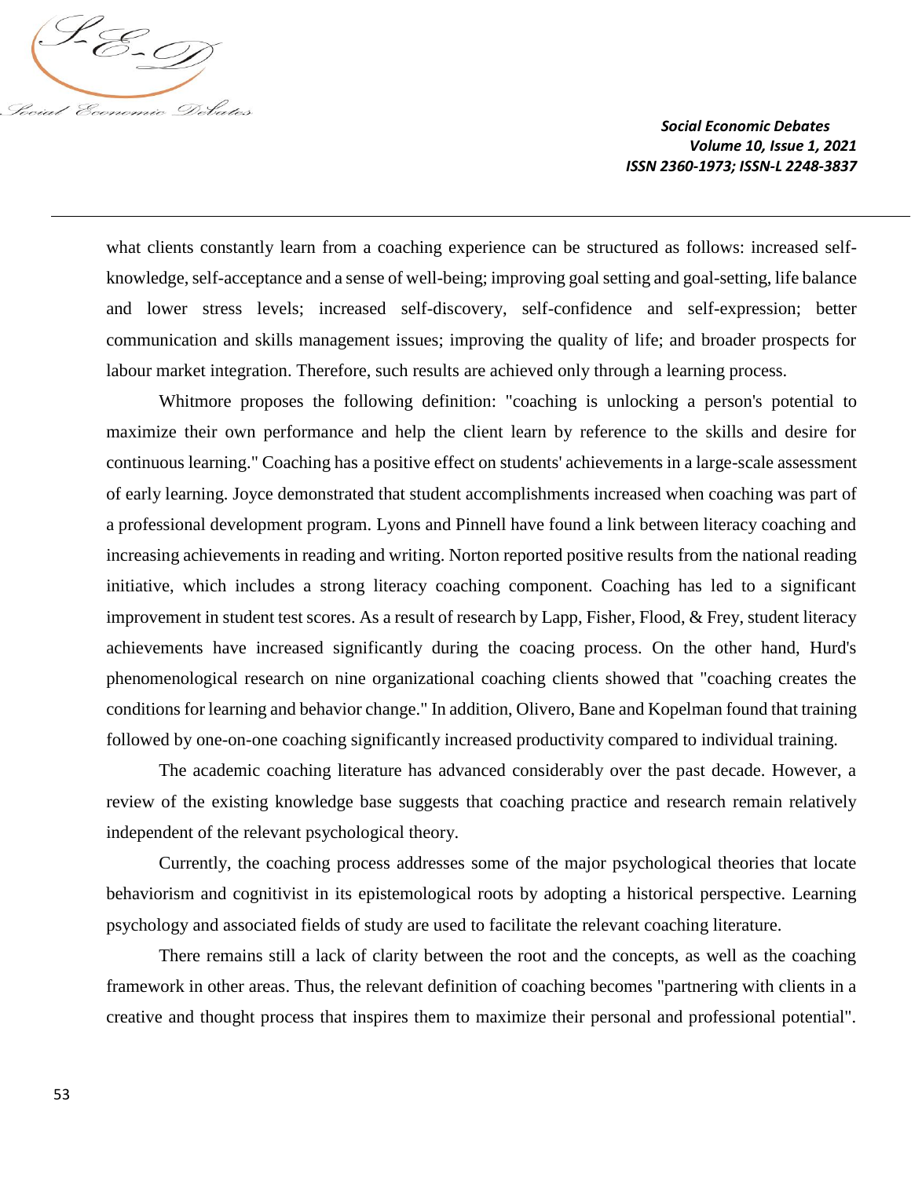what clients constantly learn from a coaching experience can be structured as follows: increased self-knowledge, self-acceptance and a sense of well-being; improving goal setting and goal-setting, life balance and lower stress levels; increased self-discovery, self-confidence and self-expression; better communication and skills management issues; improving the quality of life; and broader prospects for labour market integration. Therefore, such results are achieved only through a learning process.

Whitmore proposes the following definition: "coaching is unlocking a person's potential to maximize their own performance and help the client learn by reference to the skills and desire for continuous learning." Coaching has a positive effect on students' achievements in a large-scale assessment of early learning. Joyce demonstrated that student accomplishments increased when coaching was part of a professional development program. Lyons and Pinnell have found a link between literacy coaching and increasing achievements in reading and writing. Norton reported positive results from the national reading initiative, which includes a strong literacy coaching component. Coaching has led to a significant improvement in student test scores. As a result of research by Lapp, Fisher, Flood, & Frey, student literacy achievements have increased significantly during the coacing process. On the other hand, Hurd's phenomenological research on nine organizational coaching clients showed that "coaching creates the conditions for learning and behavior change." In addition, Olivero, Bane and Kopelman found that training followed by one-on-one coaching significantly increased productivity compared to individual training.

The academic coaching literature has advanced considerably over the past decade. However, a review of the existing knowledge base suggests that coaching practice and research remain relatively independent of the relevant psychological theory.

Currently, the coaching process addresses some of the major psychological theories that locate behaviorism and cognitivist in its epistemological roots by adopting a historical perspective. Learning psychology and associated fields of study are used to facilitate the relevant coaching literature.

There remains still a lack of clarity between the root and the concepts, as well as the coaching framework in other areas. Thus, the relevant definition of coaching becomes "partnering with clients in a creative and thought process that inspires them to maximize their personal and professional potential".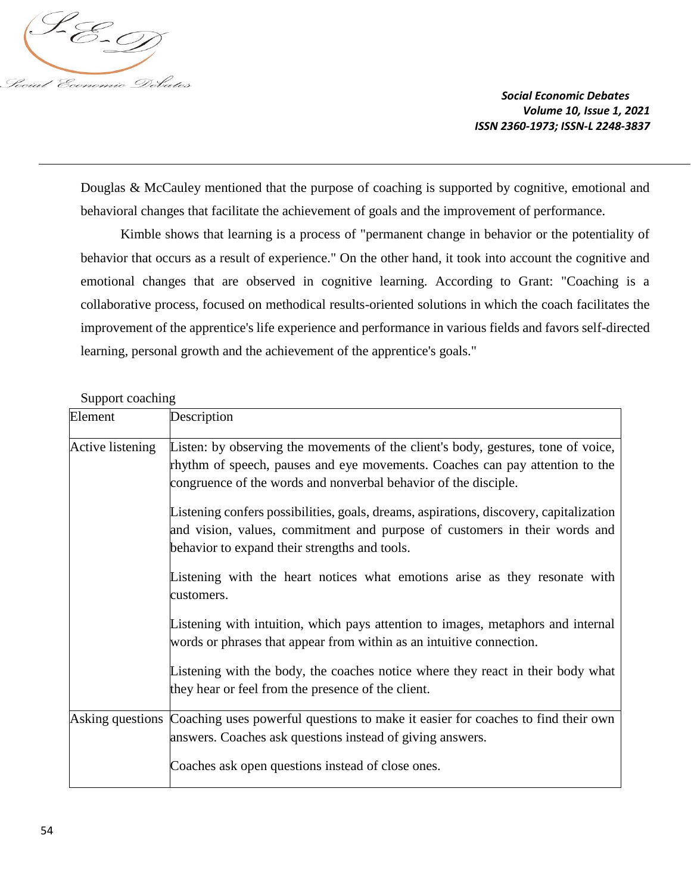Douglas & McCauley mentioned that the purpose of coaching is supported by cognitive, emotional and behavioral changes that facilitate the achievement of goals and the improvement of performance.

Kimble shows that learning is a process of "permanent change in behavior or the potentiality of behavior that occurs as a result of experience." On the other hand, it took into account the cognitive and emotional changes that are observed in cognitive learning. According to Grant: "Coaching is a collaborative process, focused on methodical results-oriented solutions in which the coach facilitates the improvement of the apprentice's life experience and performance in various fields and favors self-directed learning, personal growth and the achievement of the apprentice's goals."

Support coaching

| Element | Description |
|---|---|
| Active listening | Listen: by observing the movements of the client's body, gestures, tone of voice, rhythm of speech, pauses and eye movements. Coaches can pay attention to the congruence of the words and nonverbal behavior of the disciple.<br><br>Listening confers possibilities, goals, dreams, aspirations, discovery, capitalization and vision, values, commitment and purpose of customers in their words and behavior to expand their strengths and tools.<br><br>Listening with the heart notices what emotions arise as they resonate with customers.<br><br>Listening with intuition, which pays attention to images, metaphors and internal words or phrases that appear from within as an intuitive connection.<br><br>Listening with the body, the coaches notice where they react in their body what they hear or feel from the presence of the client. |
| Asking questions | Coaching uses powerful questions to make it easier for coaches to find their own answers. Coaches ask questions instead of giving answers.<br><br>Coaches ask open questions instead of close ones. |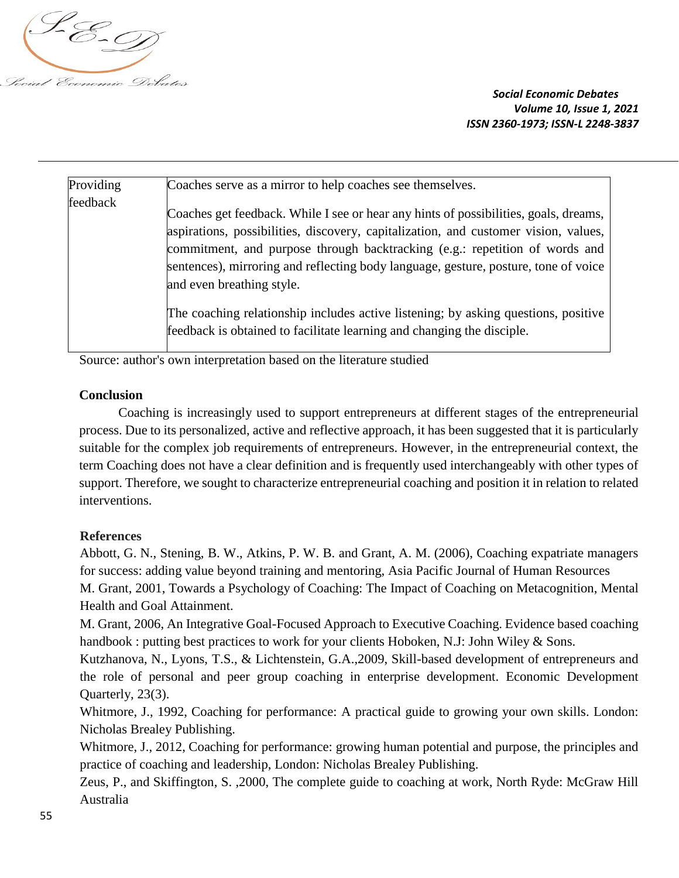| | |
|---|---|
| Providing feedback | Coaches serve as a mirror to help coaches see themselves.<br><br>Coaches get feedback. While I see or hear any hints of possibilities, goals, dreams, aspirations, possibilities, discovery, capitalization, and customer vision, values, commitment, and purpose through backtracking (e.g.: repetition of words and sentences), mirroring and reflecting body language, gesture, posture, tone of voice and even breathing style.<br><br>The coaching relationship includes active listening; by asking questions, positive feedback is obtained to facilitate learning and changing the disciple. |

Source: author's own interpretation based on the literature studied

**Conclusion**

Coaching is increasingly used to support entrepreneurs at different stages of the entrepreneurial process. Due to its personalized, active and reflective approach, it has been suggested that it is particularly suitable for the complex job requirements of entrepreneurs. However, in the entrepreneurial context, the term Coaching does not have a clear definition and is frequently used interchangeably with other types of support. Therefore, we sought to characterize entrepreneurial coaching and position it in relation to related interventions.

**References**

Abbott, G. N., Stening, B. W., Atkins, P. W. B. and Grant, A. M. (2006), Coaching expatriate managers for success: adding value beyond training and mentoring, Asia Pacific Journal of Human Resources

M. Grant, 2001, Towards a Psychology of Coaching: The Impact of Coaching on Metacognition, Mental Health and Goal Attainment.

M. Grant, 2006, An Integrative Goal-Focused Approach to Executive Coaching. Evidence based coaching handbook : putting best practices to work for your clients Hoboken, N.J: John Wiley & Sons.

Kutzhanova, N., Lyons, T.S., & Lichtenstein, G.A.,2009, Skill-based development of entrepreneurs and the role of personal and peer group coaching in enterprise development. Economic Development Quarterly, 23(3).

Whitmore, J., 1992, Coaching for performance: A practical guide to growing your own skills. London: Nicholas Brealey Publishing.

Whitmore, J., 2012, Coaching for performance: growing human potential and purpose, the principles and practice of coaching and leadership, London: Nicholas Brealey Publishing.

Zeus, P., and Skiffington, S. ,2000, The complete guide to coaching at work, North Ryde: McGraw Hill Australia